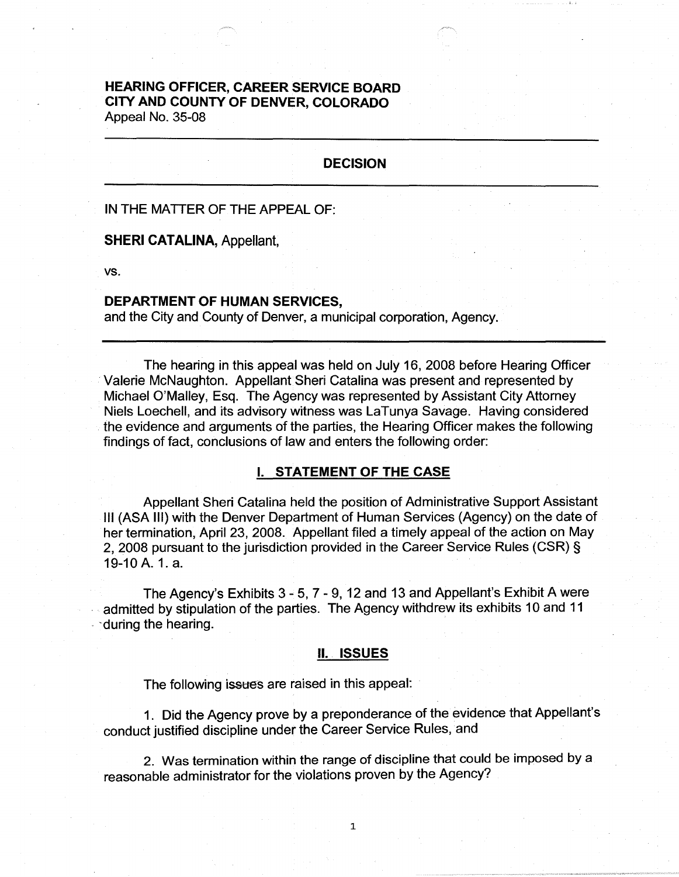**HEARING OFFICER, CAREER SERVICE BOARD**
**CITY AND COUNTY OF DENVER, COLORADO**
Appeal No. 35-08

---

## DECISION

---

IN THE MATTER OF THE APPEAL OF:

**SHERI CATALINA,** Appellant,

vs.

**DEPARTMENT OF HUMAN SERVICES,**
and the City and County of Denver, a municipal corporation, Agency.

---

The hearing in this appeal was held on July 16, 2008 before Hearing Officer Valerie McNaughton. Appellant Sheri Catalina was present and represented by Michael O'Malley, Esq. The Agency was represented by Assistant City Attorney Niels Loechell, and its advisory witness was LaTunya Savage. Having considered the evidence and arguments of the parties, the Hearing Officer makes the following findings of fact, conclusions of law and enters the following order:

## I. STATEMENT OF THE CASE

Appellant Sheri Catalina held the position of Administrative Support Assistant III (ASA III) with the Denver Department of Human Services (Agency) on the date of her termination, April 23, 2008. Appellant filed a timely appeal of the action on May 2, 2008 pursuant to the jurisdiction provided in the Career Service Rules (CSR) § 19-10 A. 1. a.

The Agency's Exhibits 3 - 5, 7 - 9, 12 and 13 and Appellant's Exhibit A were admitted by stipulation of the parties. The Agency withdrew its exhibits 10 and 11 during the hearing.

## II. ISSUES

The following issues are raised in this appeal:

1. Did the Agency prove by a preponderance of the evidence that Appellant's conduct justified discipline under the Career Service Rules, and

2. Was termination within the range of discipline that could be imposed by a reasonable administrator for the violations proven by the Agency?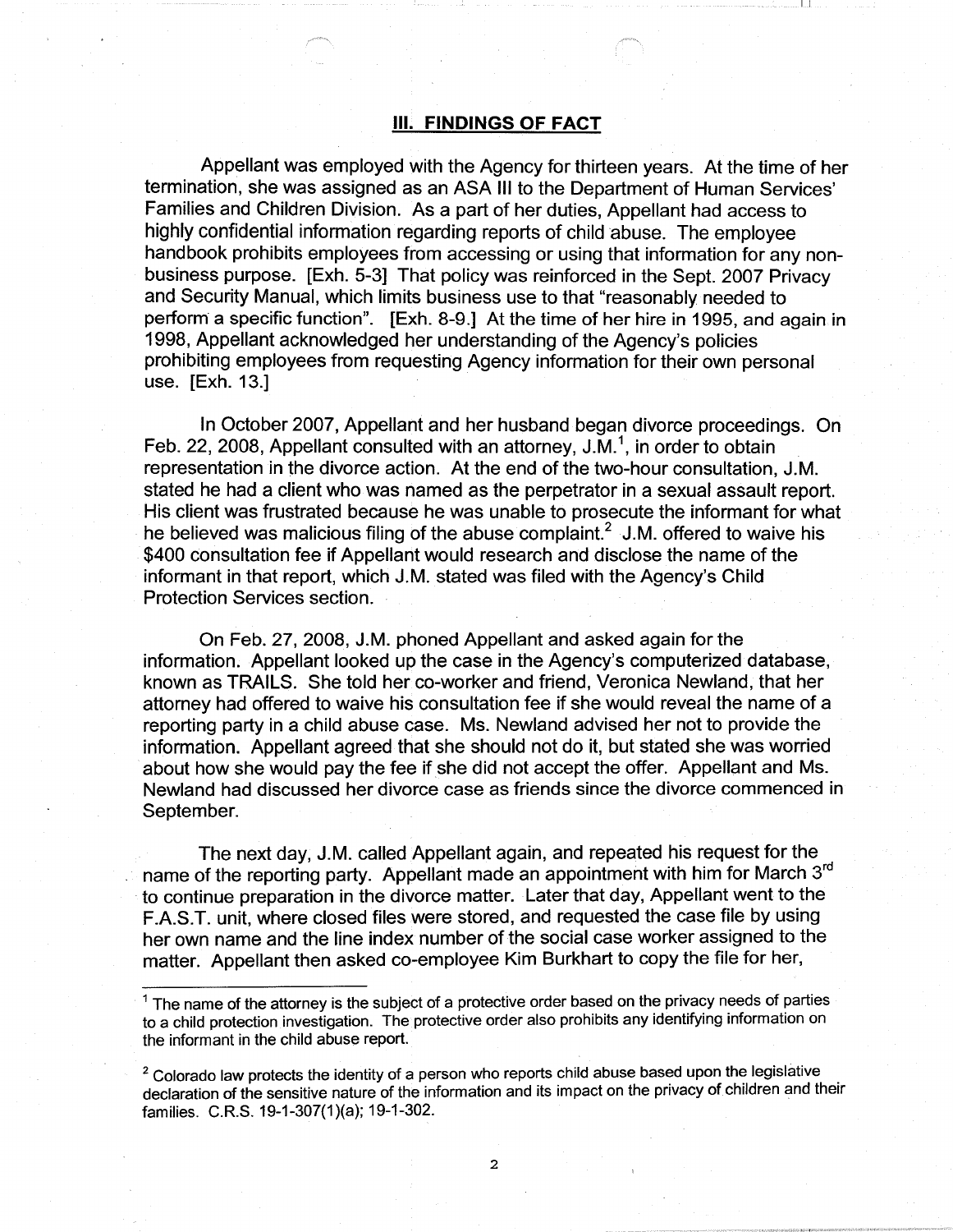## III. FINDINGS OF FACT

Appellant was employed with the Agency for thirteen years. At the time of her termination, she was assigned as an ASA III to the Department of Human Services' Families and Children Division. As a part of her duties, Appellant had access to highly confidential information regarding reports of child abuse. The employee handbook prohibits employees from accessing or using that information for any non-business purpose. [Exh. 5-3] That policy was reinforced in the Sept. 2007 Privacy and Security Manual, which limits business use to that "reasonably needed to perform a specific function". [Exh. 8-9.] At the time of her hire in 1995, and again in 1998, Appellant acknowledged her understanding of the Agency's policies prohibiting employees from requesting Agency information for their own personal use. [Exh. 13.]

In October 2007, Appellant and her husband began divorce proceedings. On Feb. 22, 2008, Appellant consulted with an attorney, J.M.[1], in order to obtain representation in the divorce action. At the end of the two-hour consultation, J.M. stated he had a client who was named as the perpetrator in a sexual assault report. His client was frustrated because he was unable to prosecute the informant for what he believed was malicious filing of the abuse complaint.[2] J.M. offered to waive his $400 consultation fee if Appellant would research and disclose the name of the informant in that report, which J.M. stated was filed with the Agency's Child Protection Services section.

On Feb. 27, 2008, J.M. phoned Appellant and asked again for the information. Appellant looked up the case in the Agency's computerized database, known as TRAILS. She told her co-worker and friend, Veronica Newland, that her attorney had offered to waive his consultation fee if she would reveal the name of a reporting party in a child abuse case. Ms. Newland advised her not to provide the information. Appellant agreed that she should not do it, but stated she was worried about how she would pay the fee if she did not accept the offer. Appellant and Ms. Newland had discussed her divorce case as friends since the divorce commenced in September.

The next day, J.M. called Appellant again, and repeated his request for the name of the reporting party. Appellant made an appointment with him for March 3rd to continue preparation in the divorce matter. Later that day, Appellant went to the F.A.S.T. unit, where closed files were stored, and requested the case file by using her own name and the line index number of the social case worker assigned to the matter. Appellant then asked co-employee Kim Burkhart to copy the file for her,

---

[1] The name of the attorney is the subject of a protective order based on the privacy needs of parties to a child protection investigation. The protective order also prohibits any identifying information on the informant in the child abuse report.

[2] Colorado law protects the identity of a person who reports child abuse based upon the legislative declaration of the sensitive nature of the information and its impact on the privacy of children and their families. C.R.S. 19-1-307(1)(a); 19-1-302.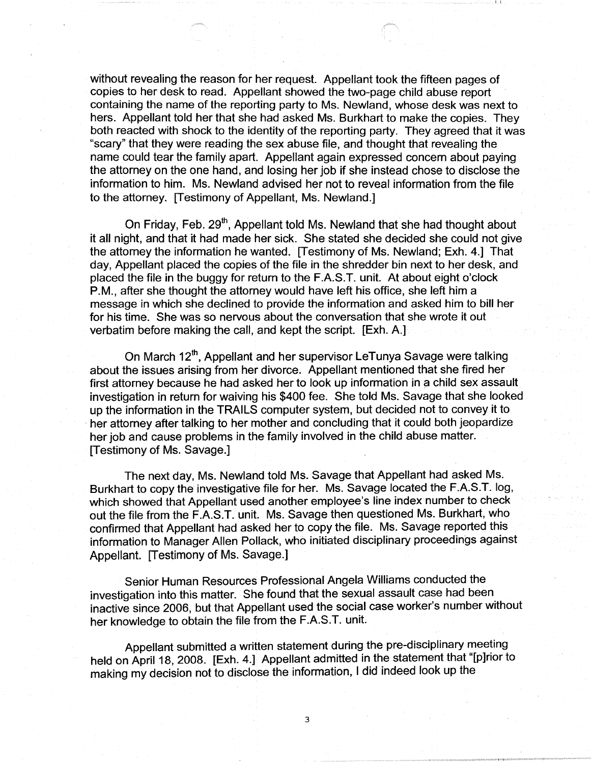without revealing the reason for her request. Appellant took the fifteen pages of copies to her desk to read. Appellant showed the two-page child abuse report containing the name of the reporting party to Ms. Newland, whose desk was next to hers. Appellant told her that she had asked Ms. Burkhart to make the copies. They both reacted with shock to the identity of the reporting party. They agreed that it was "scary" that they were reading the sex abuse file, and thought that revealing the name could tear the family apart. Appellant again expressed concern about paying the attorney on the one hand, and losing her job if she instead chose to disclose the information to him. Ms. Newland advised her not to reveal information from the file to the attorney. [Testimony of Appellant, Ms. Newland.]

On Friday, Feb. 29th, Appellant told Ms. Newland that she had thought about it all night, and that it had made her sick. She stated she decided she could not give the attorney the information he wanted. [Testimony of Ms. Newland; Exh. 4.] That day, Appellant placed the copies of the file in the shredder bin next to her desk, and placed the file in the buggy for return to the F.A.S.T. unit. At about eight o'clock P.M., after she thought the attorney would have left his office, she left him a message in which she declined to provide the information and asked him to bill her for his time. She was so nervous about the conversation that she wrote it out verbatim before making the call, and kept the script. [Exh. A.]

On March 12th, Appellant and her supervisor LeTunya Savage were talking about the issues arising from her divorce. Appellant mentioned that she fired her first attorney because he had asked her to look up information in a child sex assault investigation in return for waiving his $400 fee. She told Ms. Savage that she looked up the information in the TRAILS computer system, but decided not to convey it to her attorney after talking to her mother and concluding that it could both jeopardize her job and cause problems in the family involved in the child abuse matter. [Testimony of Ms. Savage.]

The next day, Ms. Newland told Ms. Savage that Appellant had asked Ms. Burkhart to copy the investigative file for her. Ms. Savage located the F.A.S.T. log, which showed that Appellant used another employee's line index number to check out the file from the F.A.S.T. unit. Ms. Savage then questioned Ms. Burkhart, who confirmed that Appellant had asked her to copy the file. Ms. Savage reported this information to Manager Allen Pollack, who initiated disciplinary proceedings against Appellant. [Testimony of Ms. Savage.]

Senior Human Resources Professional Angela Williams conducted the investigation into this matter. She found that the sexual assault case had been inactive since 2006, but that Appellant used the social case worker's number without her knowledge to obtain the file from the F.A.S.T. unit.

Appellant submitted a written statement during the pre-disciplinary meeting held on April 18, 2008. [Exh. 4.] Appellant admitted in the statement that "[p]rior to making my decision not to disclose the information, I did indeed look up the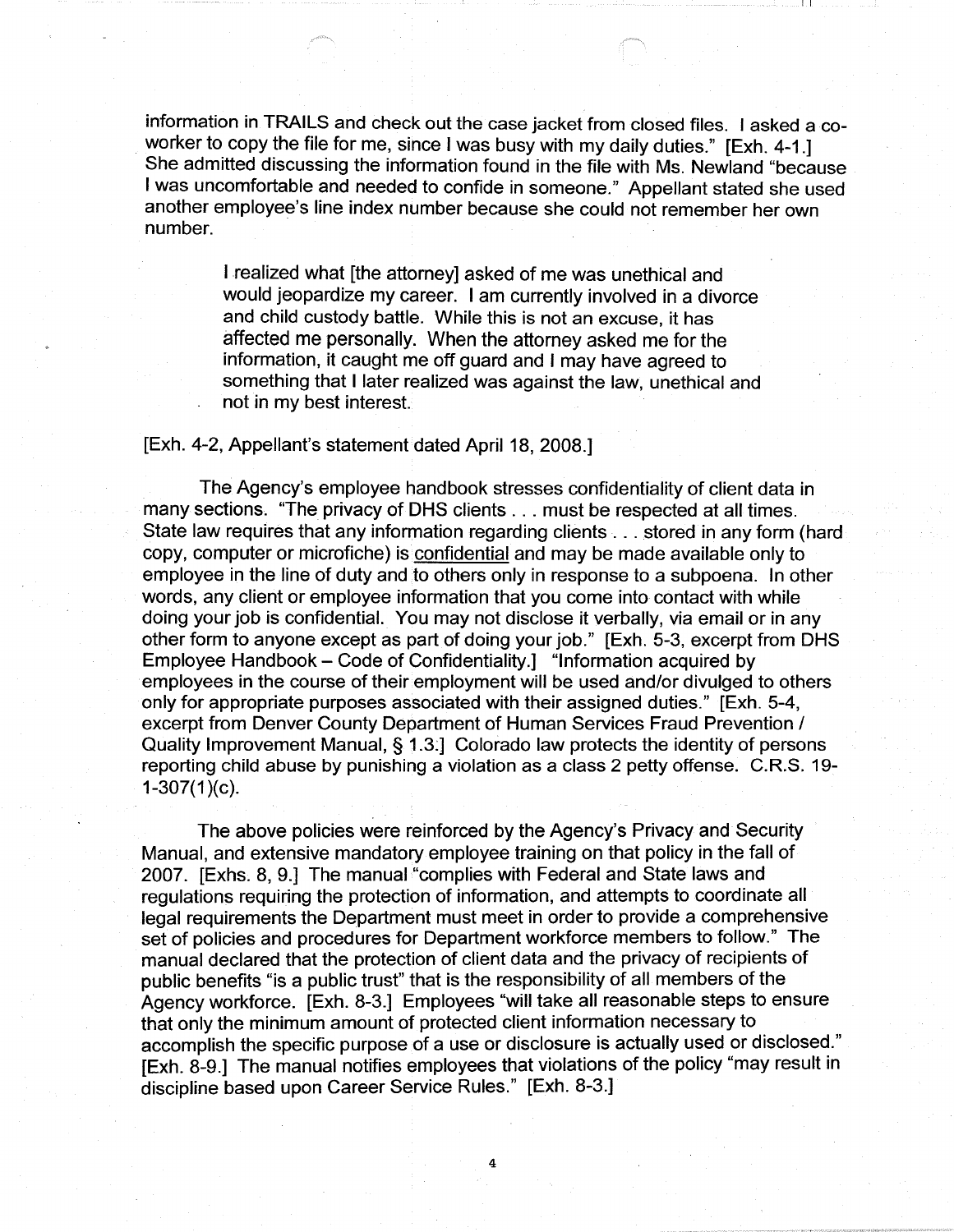information in TRAILS and check out the case jacket from closed files. I asked a co-worker to copy the file for me, since I was busy with my daily duties." [Exh. 4-1.] She admitted discussing the information found in the file with Ms. Newland "because I was uncomfortable and needed to confide in someone." Appellant stated she used another employee's line index number because she could not remember her own number.

> I realized what [the attorney] asked of me was unethical and would jeopardize my career. I am currently involved in a divorce and child custody battle. While this is not an excuse, it has affected me personally. When the attorney asked me for the information, it caught me off guard and I may have agreed to something that I later realized was against the law, unethical and not in my best interest.

[Exh. 4-2, Appellant's statement dated April 18, 2008.]

The Agency's employee handbook stresses confidentiality of client data in many sections. "The privacy of DHS clients . . . must be respected at all times. State law requires that any information regarding clients . . . stored in any form (hard copy, computer or microfiche) is <u>confidential</u> and may be made available only to employee in the line of duty and to others only in response to a subpoena. In other words, any client or employee information that you come into contact with while doing your job is confidential. You may not disclose it verbally, via email or in any other form to anyone except as part of doing your job." [Exh. 5-3, excerpt from DHS Employee Handbook – Code of Confidentiality.] "Information acquired by employees in the course of their employment will be used and/or divulged to others only for appropriate purposes associated with their assigned duties." [Exh. 5-4, excerpt from Denver County Department of Human Services Fraud Prevention / Quality Improvement Manual, § 1.3.] Colorado law protects the identity of persons reporting child abuse by punishing a violation as a class 2 petty offense. C.R.S. 19-1-307(1)(c).

The above policies were reinforced by the Agency's Privacy and Security Manual, and extensive mandatory employee training on that policy in the fall of 2007. [Exhs. 8, 9.] The manual "complies with Federal and State laws and regulations requiring the protection of information, and attempts to coordinate all legal requirements the Department must meet in order to provide a comprehensive set of policies and procedures for Department workforce members to follow." The manual declared that the protection of client data and the privacy of recipients of public benefits "is a public trust" that is the responsibility of all members of the Agency workforce. [Exh. 8-3.] Employees "will take all reasonable steps to ensure that only the minimum amount of protected client information necessary to accomplish the specific purpose of a use or disclosure is actually used or disclosed." [Exh. 8-9.] The manual notifies employees that violations of the policy "may result in discipline based upon Career Service Rules." [Exh. 8-3.]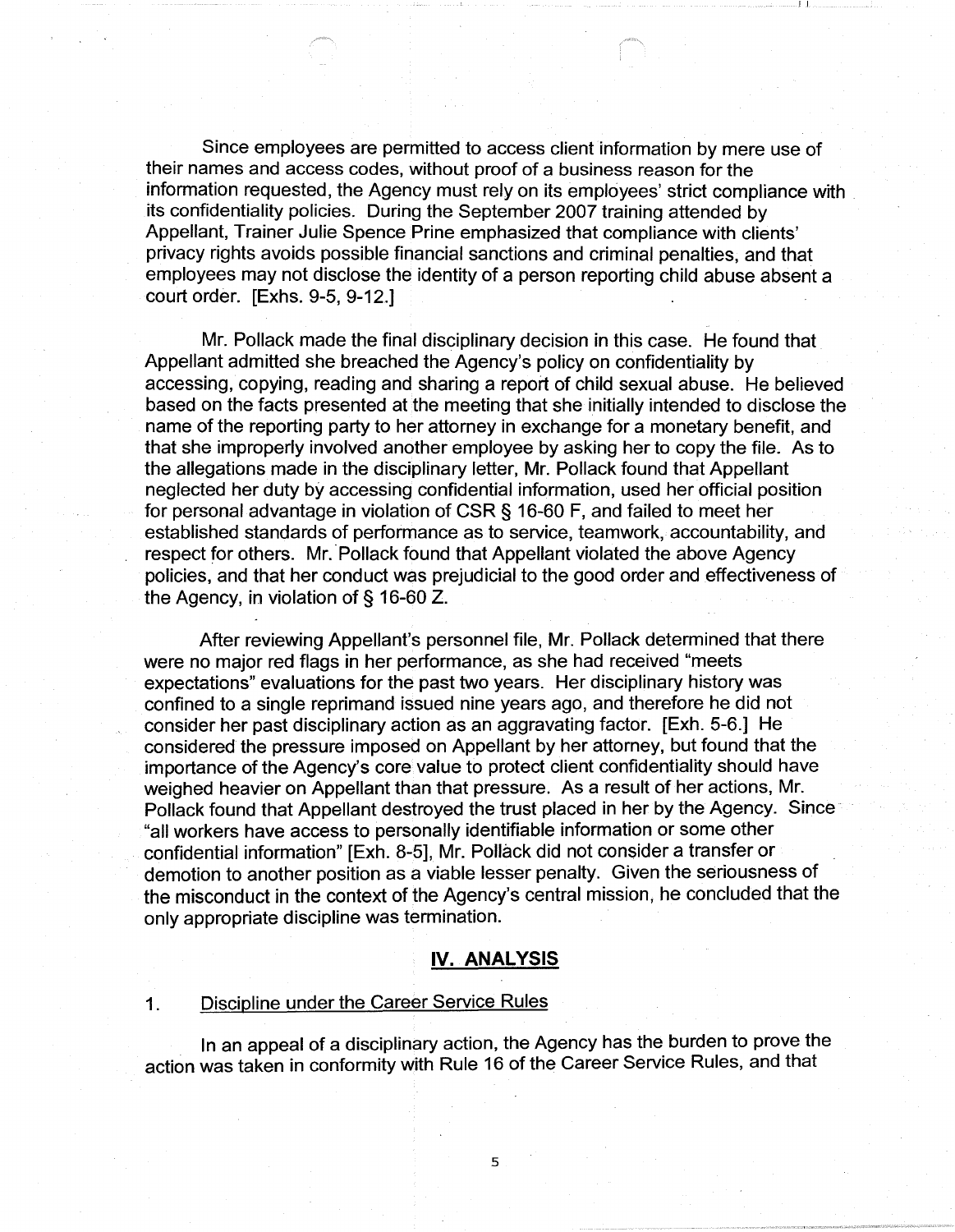Since employees are permitted to access client information by mere use of their names and access codes, without proof of a business reason for the information requested, the Agency must rely on its employees' strict compliance with its confidentiality policies. During the September 2007 training attended by Appellant, Trainer Julie Spence Prine emphasized that compliance with clients' privacy rights avoids possible financial sanctions and criminal penalties, and that employees may not disclose the identity of a person reporting child abuse absent a court order. [Exhs. 9-5, 9-12.]

Mr. Pollack made the final disciplinary decision in this case. He found that Appellant admitted she breached the Agency's policy on confidentiality by accessing, copying, reading and sharing a report of child sexual abuse. He believed based on the facts presented at the meeting that she initially intended to disclose the name of the reporting party to her attorney in exchange for a monetary benefit, and that she improperly involved another employee by asking her to copy the file. As to the allegations made in the disciplinary letter, Mr. Pollack found that Appellant neglected her duty by accessing confidential information, used her official position for personal advantage in violation of CSR § 16-60 F, and failed to meet her established standards of performance as to service, teamwork, accountability, and respect for others. Mr. Pollack found that Appellant violated the above Agency policies, and that her conduct was prejudicial to the good order and effectiveness of the Agency, in violation of § 16-60 Z.

After reviewing Appellant's personnel file, Mr. Pollack determined that there were no major red flags in her performance, as she had received "meets expectations" evaluations for the past two years. Her disciplinary history was confined to a single reprimand issued nine years ago, and therefore he did not consider her past disciplinary action as an aggravating factor. [Exh. 5-6.] He considered the pressure imposed on Appellant by her attorney, but found that the importance of the Agency's core value to protect client confidentiality should have weighed heavier on Appellant than that pressure. As a result of her actions, Mr. Pollack found that Appellant destroyed the trust placed in her by the Agency. Since "all workers have access to personally identifiable information or some other confidential information" [Exh. 8-5], Mr. Pollack did not consider a transfer or demotion to another position as a viable lesser penalty. Given the seriousness of the misconduct in the context of the Agency's central mission, he concluded that the only appropriate discipline was termination.

## IV. ANALYSIS

### 1. Discipline under the Career Service Rules

In an appeal of a disciplinary action, the Agency has the burden to prove the action was taken in conformity with Rule 16 of the Career Service Rules, and that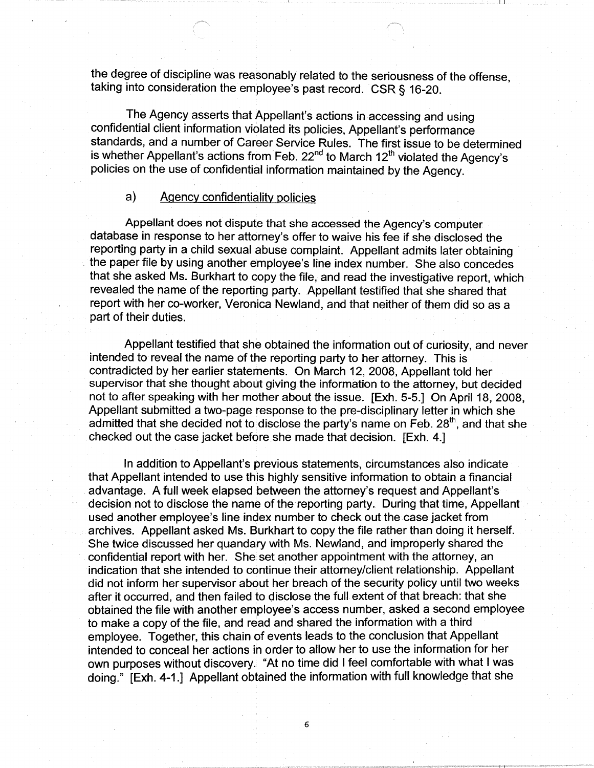the degree of discipline was reasonably related to the seriousness of the offense, taking into consideration the employee's past record. CSR § 16-20.

The Agency asserts that Appellant's actions in accessing and using confidential client information violated its policies, Appellant's performance standards, and a number of Career Service Rules. The first issue to be determined is whether Appellant's actions from Feb. 22nd to March 12th violated the Agency's policies on the use of confidential information maintained by the Agency.

### a) Agency confidentiality policies

Appellant does not dispute that she accessed the Agency's computer database in response to her attorney's offer to waive his fee if she disclosed the reporting party in a child sexual abuse complaint. Appellant admits later obtaining the paper file by using another employee's line index number. She also concedes that she asked Ms. Burkhart to copy the file, and read the investigative report, which revealed the name of the reporting party. Appellant testified that she shared that report with her co-worker, Veronica Newland, and that neither of them did so as a part of their duties.

Appellant testified that she obtained the information out of curiosity, and never intended to reveal the name of the reporting party to her attorney. This is contradicted by her earlier statements. On March 12, 2008, Appellant told her supervisor that she thought about giving the information to the attorney, but decided not to after speaking with her mother about the issue. [Exh. 5-5.] On April 18, 2008, Appellant submitted a two-page response to the pre-disciplinary letter in which she admitted that she decided not to disclose the party's name on Feb. 28th, and that she checked out the case jacket before she made that decision. [Exh. 4.]

In addition to Appellant's previous statements, circumstances also indicate that Appellant intended to use this highly sensitive information to obtain a financial advantage. A full week elapsed between the attorney's request and Appellant's decision not to disclose the name of the reporting party. During that time, Appellant used another employee's line index number to check out the case jacket from archives. Appellant asked Ms. Burkhart to copy the file rather than doing it herself. She twice discussed her quandary with Ms. Newland, and improperly shared the confidential report with her. She set another appointment with the attorney, an indication that she intended to continue their attorney/client relationship. Appellant did not inform her supervisor about her breach of the security policy until two weeks after it occurred, and then failed to disclose the full extent of that breach: that she obtained the file with another employee's access number, asked a second employee to make a copy of the file, and read and shared the information with a third employee. Together, this chain of events leads to the conclusion that Appellant intended to conceal her actions in order to allow her to use the information for her own purposes without discovery. "At no time did I feel comfortable with what I was doing." [Exh. 4-1.] Appellant obtained the information with full knowledge that she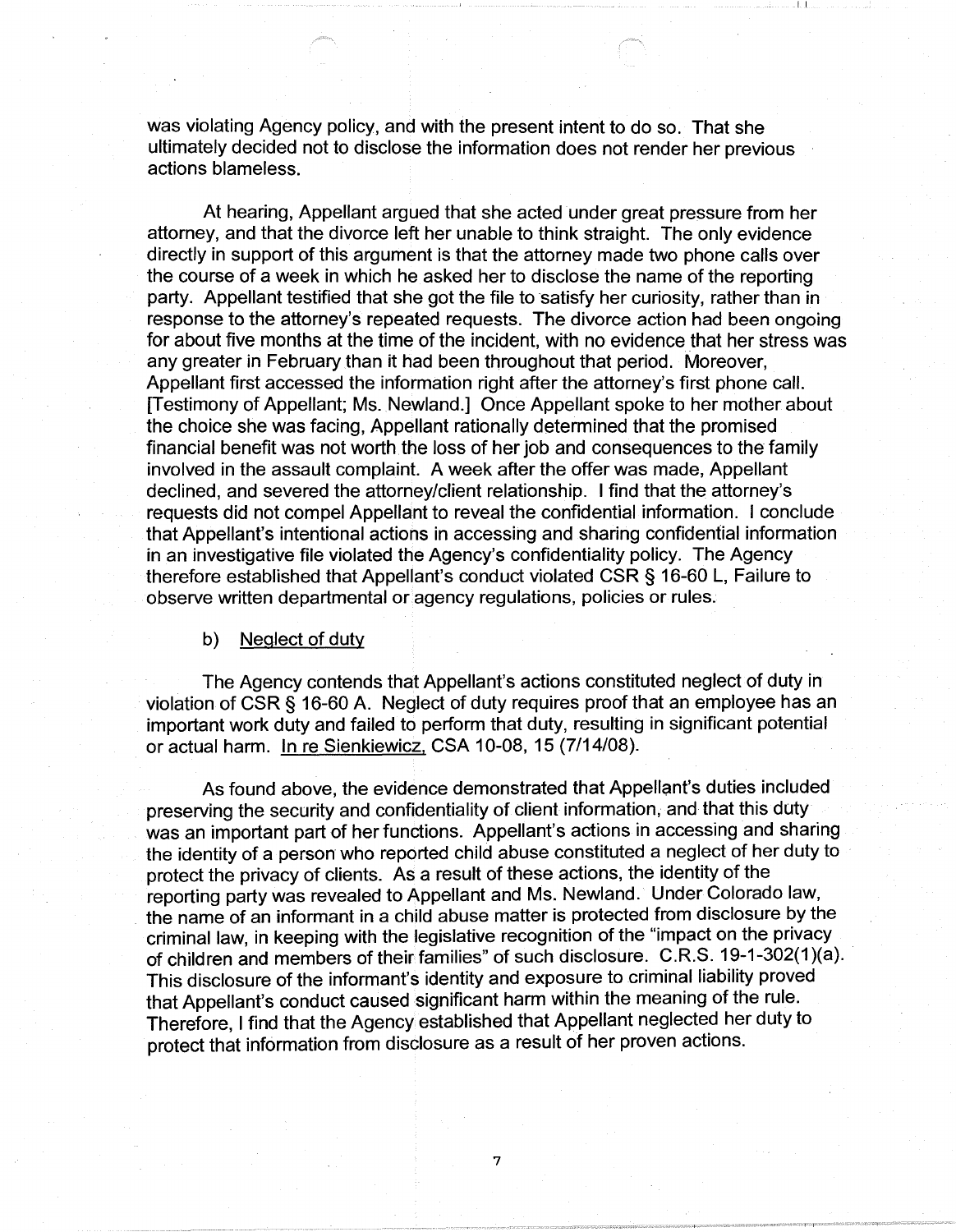was violating Agency policy, and with the present intent to do so. That she ultimately decided not to disclose the information does not render her previous actions blameless.

At hearing, Appellant argued that she acted under great pressure from her attorney, and that the divorce left her unable to think straight. The only evidence directly in support of this argument is that the attorney made two phone calls over the course of a week in which he asked her to disclose the name of the reporting party. Appellant testified that she got the file to satisfy her curiosity, rather than in response to the attorney's repeated requests. The divorce action had been ongoing for about five months at the time of the incident, with no evidence that her stress was any greater in February than it had been throughout that period. Moreover, Appellant first accessed the information right after the attorney's first phone call. [Testimony of Appellant; Ms. Newland.] Once Appellant spoke to her mother about the choice she was facing, Appellant rationally determined that the promised financial benefit was not worth the loss of her job and consequences to the family involved in the assault complaint. A week after the offer was made, Appellant declined, and severed the attorney/client relationship. I find that the attorney's requests did not compel Appellant to reveal the confidential information. I conclude that Appellant's intentional actions in accessing and sharing confidential information in an investigative file violated the Agency's confidentiality policy. The Agency therefore established that Appellant's conduct violated CSR § 16-60 L, Failure to observe written departmental or agency regulations, policies or rules.

b) Neglect of duty

The Agency contends that Appellant's actions constituted neglect of duty in violation of CSR § 16-60 A. Neglect of duty requires proof that an employee has an important work duty and failed to perform that duty, resulting in significant potential or actual harm. In re Sienkiewicz, CSA 10-08, 15 (7/14/08).

As found above, the evidence demonstrated that Appellant's duties included preserving the security and confidentiality of client information, and that this duty was an important part of her functions. Appellant's actions in accessing and sharing the identity of a person who reported child abuse constituted a neglect of her duty to protect the privacy of clients. As a result of these actions, the identity of the reporting party was revealed to Appellant and Ms. Newland. Under Colorado law, the name of an informant in a child abuse matter is protected from disclosure by the criminal law, in keeping with the legislative recognition of the "impact on the privacy of children and members of their families" of such disclosure. C.R.S. 19-1-302(1)(a). This disclosure of the informant's identity and exposure to criminal liability proved that Appellant's conduct caused significant harm within the meaning of the rule. Therefore, I find that the Agency established that Appellant neglected her duty to protect that information from disclosure as a result of her proven actions.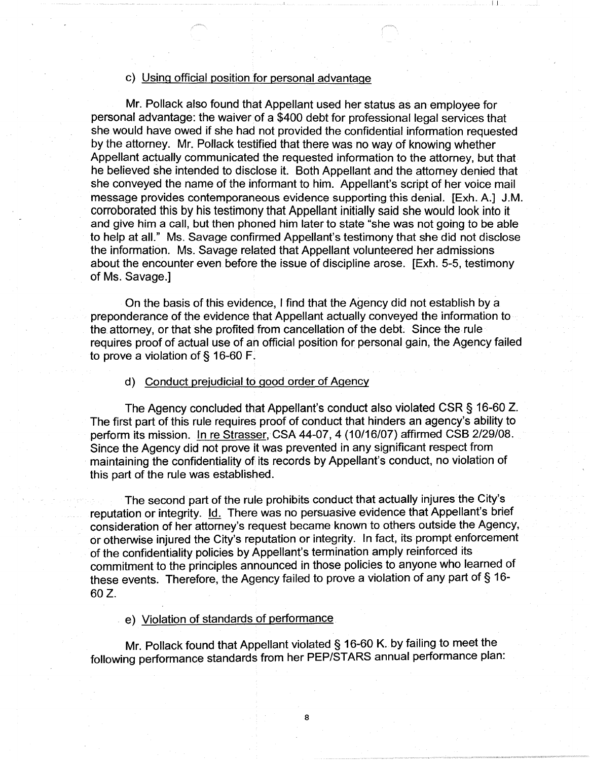c) Using official position for personal advantage

Mr. Pollack also found that Appellant used her status as an employee for personal advantage: the waiver of a $400 debt for professional legal services that she would have owed if she had not provided the confidential information requested by the attorney. Mr. Pollack testified that there was no way of knowing whether Appellant actually communicated the requested information to the attorney, but that he believed she intended to disclose it. Both Appellant and the attorney denied that she conveyed the name of the informant to him. Appellant's script of her voice mail message provides contemporaneous evidence supporting this denial. [Exh. A.] J.M. corroborated this by his testimony that Appellant initially said she would look into it and give him a call, but then phoned him later to state "she was not going to be able to help at all." Ms. Savage confirmed Appellant's testimony that she did not disclose the information. Ms. Savage related that Appellant volunteered her admissions about the encounter even before the issue of discipline arose. [Exh. 5-5, testimony of Ms. Savage.]

On the basis of this evidence, I find that the Agency did not establish by a preponderance of the evidence that Appellant actually conveyed the information to the attorney, or that she profited from cancellation of the debt. Since the rule requires proof of actual use of an official position for personal gain, the Agency failed to prove a violation of § 16-60 F.

d) Conduct prejudicial to good order of Agency

The Agency concluded that Appellant's conduct also violated CSR § 16-60 Z. The first part of this rule requires proof of conduct that hinders an agency's ability to perform its mission. In re Strasser, CSA 44-07, 4 (10/16/07) affirmed CSB 2/29/08. Since the Agency did not prove it was prevented in any significant respect from maintaining the confidentiality of its records by Appellant's conduct, no violation of this part of the rule was established.

The second part of the rule prohibits conduct that actually injures the City's reputation or integrity. Id. There was no persuasive evidence that Appellant's brief consideration of her attorney's request became known to others outside the Agency, or otherwise injured the City's reputation or integrity. In fact, its prompt enforcement of the confidentiality policies by Appellant's termination amply reinforced its commitment to the principles announced in those policies to anyone who learned of these events. Therefore, the Agency failed to prove a violation of any part of § 16-60 Z.

e) Violation of standards of performance

Mr. Pollack found that Appellant violated § 16-60 K. by failing to meet the following performance standards from her PEP/STARS annual performance plan: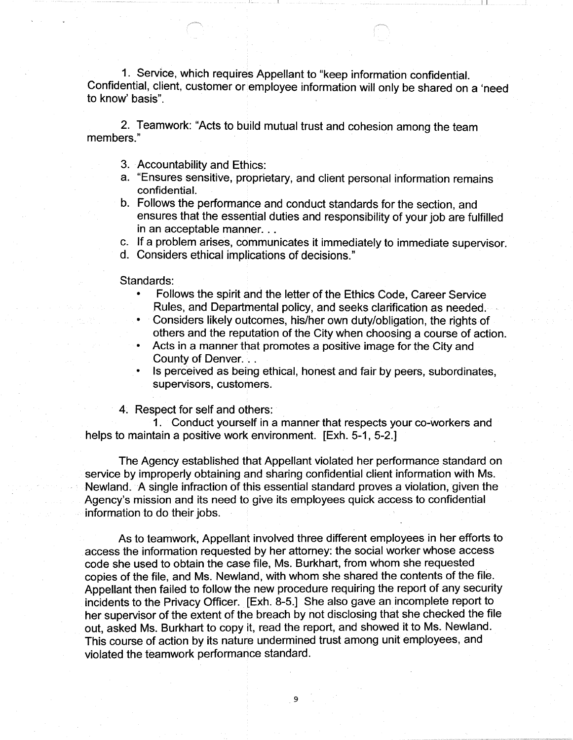1. Service, which requires Appellant to "keep information confidential. Confidential, client, customer or employee information will only be shared on a 'need to know' basis".

2. Teamwork: "Acts to build mutual trust and cohesion among the team members."

3. Accountability and Ethics:
   a. "Ensures sensitive, proprietary, and client personal information remains confidential.
   b. Follows the performance and conduct standards for the section, and ensures that the essential duties and responsibility of your job are fulfilled in an acceptable manner. . .
   c. If a problem arises, communicates it immediately to immediate supervisor.
   d. Considers ethical implications of decisions."

Standards:

- Follows the spirit and the letter of the Ethics Code, Career Service Rules, and Departmental policy, and seeks clarification as needed.
- Considers likely outcomes, his/her own duty/obligation, the rights of others and the reputation of the City when choosing a course of action.
- Acts in a manner that promotes a positive image for the City and County of Denver. . .
- Is perceived as being ethical, honest and fair by peers, subordinates, supervisors, customers.

4. Respect for self and others:
   1. Conduct yourself in a manner that respects your co-workers and helps to maintain a positive work environment. [Exh. 5-1, 5-2.]

The Agency established that Appellant violated her performance standard on service by improperly obtaining and sharing confidential client information with Ms. Newland. A single infraction of this essential standard proves a violation, given the Agency's mission and its need to give its employees quick access to confidential information to do their jobs.

As to teamwork, Appellant involved three different employees in her efforts to access the information requested by her attorney: the social worker whose access code she used to obtain the case file, Ms. Burkhart, from whom she requested copies of the file, and Ms. Newland, with whom she shared the contents of the file. Appellant then failed to follow the new procedure requiring the report of any security incidents to the Privacy Officer. [Exh. 8-5.] She also gave an incomplete report to her supervisor of the extent of the breach by not disclosing that she checked the file out, asked Ms. Burkhart to copy it, read the report, and showed it to Ms. Newland. This course of action by its nature undermined trust among unit employees, and violated the teamwork performance standard.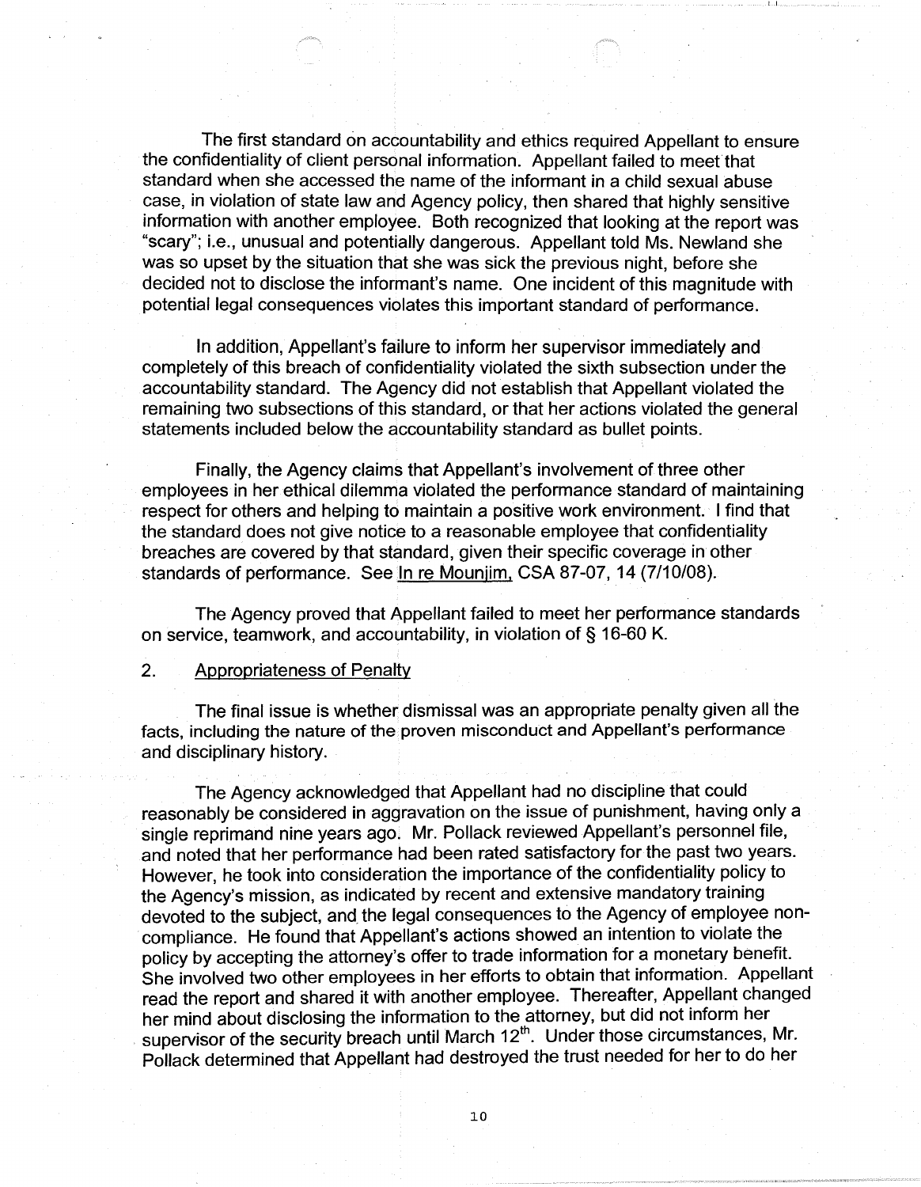The first standard on accountability and ethics required Appellant to ensure the confidentiality of client personal information. Appellant failed to meet that standard when she accessed the name of the informant in a child sexual abuse case, in violation of state law and Agency policy, then shared that highly sensitive information with another employee. Both recognized that looking at the report was "scary"; i.e., unusual and potentially dangerous. Appellant told Ms. Newland she was so upset by the situation that she was sick the previous night, before she decided not to disclose the informant's name. One incident of this magnitude with potential legal consequences violates this important standard of performance.

In addition, Appellant's failure to inform her supervisor immediately and completely of this breach of confidentiality violated the sixth subsection under the accountability standard. The Agency did not establish that Appellant violated the remaining two subsections of this standard, or that her actions violated the general statements included below the accountability standard as bullet points.

Finally, the Agency claims that Appellant's involvement of three other employees in her ethical dilemma violated the performance standard of maintaining respect for others and helping to maintain a positive work environment. I find that the standard does not give notice to a reasonable employee that confidentiality breaches are covered by that standard, given their specific coverage in other standards of performance. See In re Mounjim, CSA 87-07, 14 (7/10/08).

The Agency proved that Appellant failed to meet her performance standards on service, teamwork, and accountability, in violation of § 16-60 K.

## 2. Appropriateness of Penalty

The final issue is whether dismissal was an appropriate penalty given all the facts, including the nature of the proven misconduct and Appellant's performance and disciplinary history.

The Agency acknowledged that Appellant had no discipline that could reasonably be considered in aggravation on the issue of punishment, having only a single reprimand nine years ago. Mr. Pollack reviewed Appellant's personnel file, and noted that her performance had been rated satisfactory for the past two years. However, he took into consideration the importance of the confidentiality policy to the Agency's mission, as indicated by recent and extensive mandatory training devoted to the subject, and the legal consequences to the Agency of employee non-compliance. He found that Appellant's actions showed an intention to violate the policy by accepting the attorney's offer to trade information for a monetary benefit. She involved two other employees in her efforts to obtain that information. Appellant read the report and shared it with another employee. Thereafter, Appellant changed her mind about disclosing the information to the attorney, but did not inform her supervisor of the security breach until March 12th. Under those circumstances, Mr. Pollack determined that Appellant had destroyed the trust needed for her to do her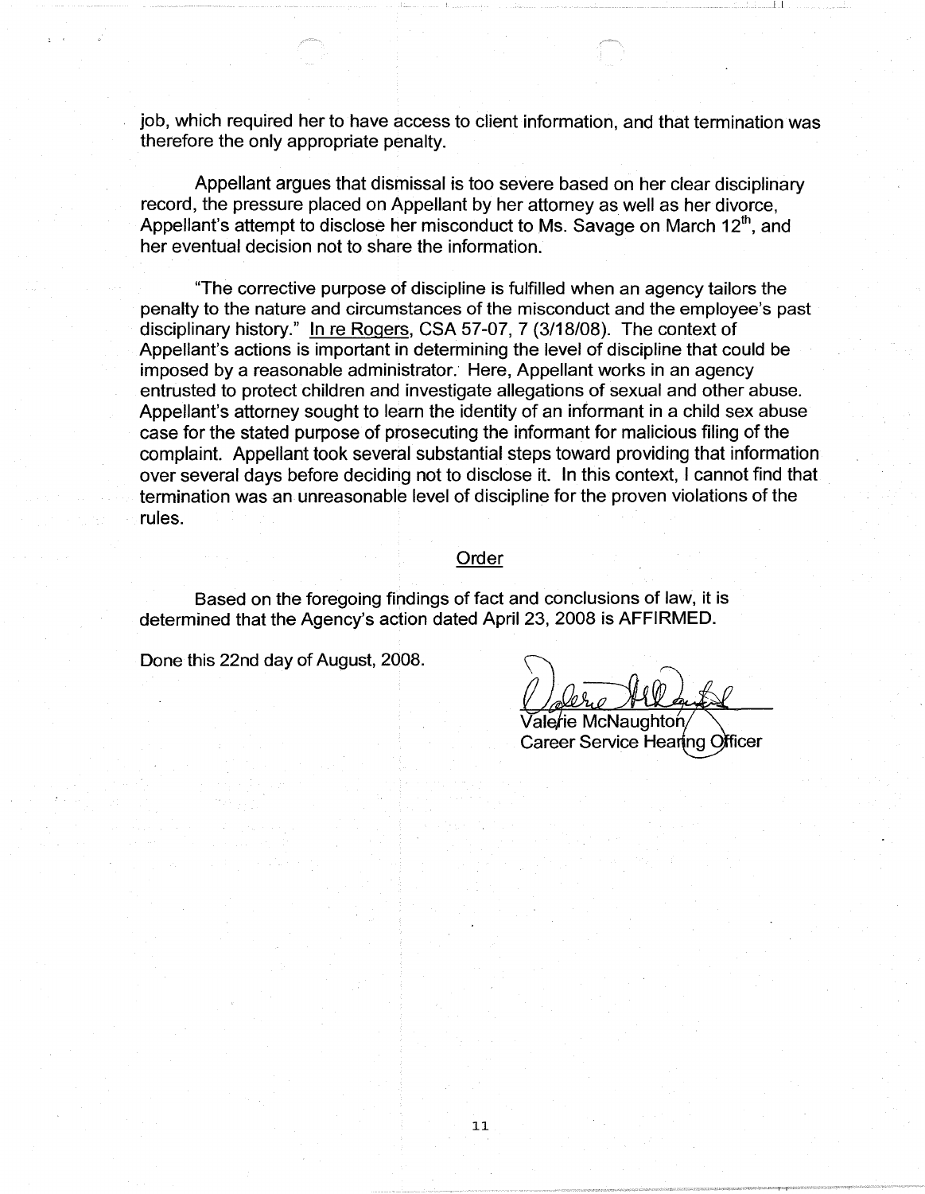job, which required her to have access to client information, and that termination was therefore the only appropriate penalty.

Appellant argues that dismissal is too severe based on her clear disciplinary record, the pressure placed on Appellant by her attorney as well as her divorce, Appellant's attempt to disclose her misconduct to Ms. Savage on March 12th, and her eventual decision not to share the information.

"The corrective purpose of discipline is fulfilled when an agency tailors the penalty to the nature and circumstances of the misconduct and the employee's past disciplinary history." In re Rogers, CSA 57-07, 7 (3/18/08). The context of Appellant's actions is important in determining the level of discipline that could be imposed by a reasonable administrator. Here, Appellant works in an agency entrusted to protect children and investigate allegations of sexual and other abuse. Appellant's attorney sought to learn the identity of an informant in a child sex abuse case for the stated purpose of prosecuting the informant for malicious filing of the complaint. Appellant took several substantial steps toward providing that information over several days before deciding not to disclose it. In this context, I cannot find that termination was an unreasonable level of discipline for the proven violations of the rules.

## Order

Based on the foregoing findings of fact and conclusions of law, it is determined that the Agency's action dated April 23, 2008 is AFFIRMED.

Done this 22nd day of August, 2008.

Valerie McNaughton
Career Service Hearing Officer